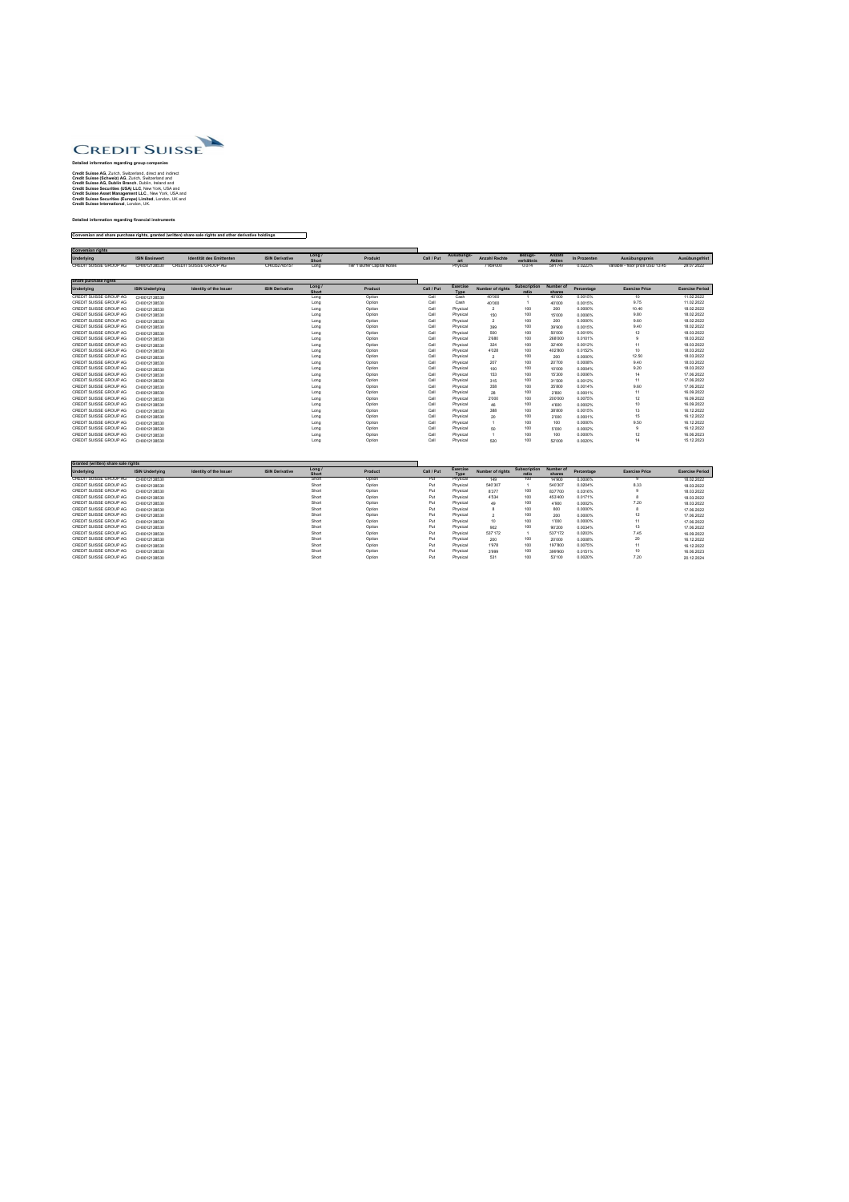# CREDIT SUISSE

**Detailed information regarding group companies**

**Credit Suisse AG**, Zurich, Switzerland, direct and indirect
**Credit Suisse (Schweiz) AG**, Zurich, Switzerland and
**Credit Suisse AG, Dublin Branch**, Dublin, Ireland and
**Credit Suisse Securities (USA) LLC**, New York, USA and
**Credit Suisse Asset Management LLC**, New York, USA and
**Credit Suisse Securities (Europe) Limited**, London, UK and
**Credit Suisse International**, London, UK.

**Detailed information regarding financial instruments**

**Conversion and share purchase rights, granted (written) share sale rights and other derivative holdings**

**Conversion rights**

| Underlying | ISIN Basiswert | Identität des Emittenten | ISIN Derivative | Long / Short | Produkt | Call / Put | Ausübungs-art | Anzahl Rechte | Bezugs-verhältnis | Anzahl Aktien | In Prozenten | Ausübungspreis | Ausübungsfrist |
|---|---|---|---|---|---|---|---|---|---|---|---|---|---|
| CREDIT SUISSE GROUP AG | CH0012138530 | CREDIT SUISSE GROUP AG | CH0352765157 | Long | Tier 1 Buffer Capital Notes | | Physical | 1'069'000 | 0.574 | 581'740 | 0.0223% | variable - floor price USD 13.45 | 29.07.2022 |

**Share purchase rights**

| Underlying | ISIN Underlying | Identity of the Issuer | ISIN Derivative | Long / Short | Product | Call / Put | Exercise Type | Number of rights | Subscription ratio | Number of shares | Percentage | Exercise Price | Exercise Period |
|---|---|---|---|---|---|---|---|---|---|---|---|---|---|
| CREDIT SUISSE GROUP AG | CH0012138530 | | | Long | Option | Call | Cash | 40'000 | 1 | 40'000 | 0.0015% | 10 | 11.02.2022 |
| CREDIT SUISSE GROUP AG | CH0012138530 | | | Long | Option | Call | Cash | 40'000 | 1 | 40'000 | 0.0015% | 9.75 | 11.02.2022 |
| CREDIT SUISSE GROUP AG | CH0012138530 | | | Long | Option | Call | Physical | 2 | 100 | 200 | 0.0000% | 10.40 | 18.02.2022 |
| CREDIT SUISSE GROUP AG | CH0012138530 | | | Long | Option | Call | Physical | 150 | 100 | 15'000 | 0.0006% | 9.60 | 18.02.2022 |
| CREDIT SUISSE GROUP AG | CH0012138530 | | | Long | Option | Call | Physical | 2 | 100 | 200 | 0.0000% | 9.60 | 18.02.2022 |
| CREDIT SUISSE GROUP AG | CH0012138530 | | | Long | Option | Call | Physical | 399 | 100 | 39'900 | 0.0015% | 9.40 | 18.02.2022 |
| CREDIT SUISSE GROUP AG | CH0012138530 | | | Long | Option | Call | Physical | 500 | 100 | 50'000 | 0.0019% | 12 | 18.03.2022 |
| CREDIT SUISSE GROUP AG | CH0012138530 | | | Long | Option | Call | Physical | 2'680 | 100 | 268'000 | 0.0101% | 9 | 18.03.2022 |
| CREDIT SUISSE GROUP AG | CH0012138530 | | | Long | Option | Call | Physical | 324 | 100 | 32'400 | 0.0012% | 11 | 18.03.2022 |
| CREDIT SUISSE GROUP AG | CH0012138530 | | | Long | Option | Call | Physical | 4'028 | 100 | 402'800 | 0.0152% | 10 | 18.03.2022 |
| CREDIT SUISSE GROUP AG | CH0012138530 | | | Long | Option | Call | Physical | 2 | 100 | 200 | 0.0000% | 12.50 | 18.03.2022 |
| CREDIT SUISSE GROUP AG | CH0012138530 | | | Long | Option | Call | Physical | 207 | 100 | 20'700 | 0.0008% | 9.40 | 18.03.2022 |
| CREDIT SUISSE GROUP AG | CH0012138530 | | | Long | Option | Call | Physical | 100 | 100 | 10'000 | 0.0004% | 9.20 | 18.03.2022 |
| CREDIT SUISSE GROUP AG | CH0012138530 | | | Long | Option | Call | Physical | 153 | 100 | 15'300 | 0.0006% | 14 | 17.06.2022 |
| CREDIT SUISSE GROUP AG | CH0012138530 | | | Long | Option | Call | Physical | 315 | 100 | 31'500 | 0.0012% | 11 | 17.06.2022 |
| CREDIT SUISSE GROUP AG | CH0012138530 | | | Long | Option | Call | Physical | 358 | 100 | 35'800 | 0.0014% | 9.60 | 17.06.2022 |
| CREDIT SUISSE GROUP AG | CH0012138530 | | | Long | Option | Call | Physical | 28 | 100 | 2'800 | 0.0001% | 11 | 16.09.2022 |
| CREDIT SUISSE GROUP AG | CH0012138530 | | | Long | Option | Call | Physical | 2'000 | 100 | 200'000 | 0.0075% | 12 | 16.09.2022 |
| CREDIT SUISSE GROUP AG | CH0012138530 | | | Long | Option | Call | Physical | 46 | 100 | 4'600 | 0.0002% | 10 | 16.09.2022 |
| CREDIT SUISSE GROUP AG | CH0012138530 | | | Long | Option | Call | Physical | 388 | 100 | 38'800 | 0.0015% | 13 | 16.12.2022 |
| CREDIT SUISSE GROUP AG | CH0012138530 | | | Long | Option | Call | Physical | 20 | 100 | 2'000 | 0.0001% | 15 | 16.12.2022 |
| CREDIT SUISSE GROUP AG | CH0012138530 | | | Long | Option | Call | Physical | 1 | 100 | 100 | 0.0000% | 9.50 | 16.12.2022 |
| CREDIT SUISSE GROUP AG | CH0012138530 | | | Long | Option | Call | Physical | 50 | 100 | 5'000 | 0.0002% | 9 | 16.12.2022 |
| CREDIT SUISSE GROUP AG | CH0012138530 | | | Long | Option | Call | Physical | 1 | 100 | 100 | 0.0000% | 12 | 16.06.2023 |
| CREDIT SUISSE GROUP AG | CH0012138530 | | | Long | Option | Call | Physical | 520 | 100 | 52'000 | 0.0020% | 14 | 15.12.2023 |

**Granted (written) share sale rights**

| Underlying | ISIN Underlying | Identity of the Issuer | ISIN Derivative | Long / Short | Product | Call / Put | Exercise Type | Number of rights | Subscription ratio | Number of shares | Percentage | Exercise Price | Exercise Period |
|---|---|---|---|---|---|---|---|---|---|---|---|---|---|
| CREDIT SUISSE GROUP AG | CH0012138530 | | | Short | Option | Put | Physical | 149 | 100 | 14'900 | 0.0006% | 9 | 18.02.2022 |
| CREDIT SUISSE GROUP AG | CH0012138530 | | | Short | Option | Put | Physical | 540'307 | 1 | 540'307 | 0.0204% | 8.33 | 18.03.2022 |
| CREDIT SUISSE GROUP AG | CH0012138530 | | | Short | Option | Put | Physical | 8'377 | 100 | 837'700 | 0.0316% | 9 | 18.03.2022 |
| CREDIT SUISSE GROUP AG | CH0012138530 | | | Short | Option | Put | Physical | 4'534 | 100 | 453'400 | 0.0171% | 8 | 18.03.2022 |
| CREDIT SUISSE GROUP AG | CH0012138530 | | | Short | Option | Put | Physical | 49 | 100 | 4'900 | 0.0002% | 7.20 | 18.03.2022 |
| CREDIT SUISSE GROUP AG | CH0012138530 | | | Short | Option | Put | Physical | 8 | 100 | 800 | 0.0000% | 8 | 17.06.2022 |
| CREDIT SUISSE GROUP AG | CH0012138530 | | | Short | Option | Put | Physical | 2 | 100 | 200 | 0.0000% | 12 | 17.06.2022 |
| CREDIT SUISSE GROUP AG | CH0012138530 | | | Short | Option | Put | Physical | 10 | 100 | 1'000 | 0.0000% | 11 | 17.06.2022 |
| CREDIT SUISSE GROUP AG | CH0012138530 | | | Short | Option | Put | Physical | 902 | 100 | 90'200 | 0.0034% | 13 | 17.06.2022 |
| CREDIT SUISSE GROUP AG | CH0012138530 | | | Short | Option | Put | Physical | 537'172 | 1 | 537'172 | 0.0203% | 7.45 | 16.09.2022 |
| CREDIT SUISSE GROUP AG | CH0012138530 | | | Short | Option | Put | Physical | 200 | 100 | 20'000 | 0.0008% | 20 | 16.12.2022 |
| CREDIT SUISSE GROUP AG | CH0012138530 | | | Short | Option | Put | Physical | 1'978 | 100 | 197'800 | 0.0075% | 11 | 16.12.2022 |
| CREDIT SUISSE GROUP AG | CH0012138530 | | | Short | Option | Put | Physical | 3'999 | 100 | 399'900 | 0.0151% | 10 | 16.06.2023 |
| CREDIT SUISSE GROUP AG | CH0012138530 | | | Short | Option | Put | Physical | 531 | 100 | 53'100 | 0.0020% | 7.20 | 20.12.2024 |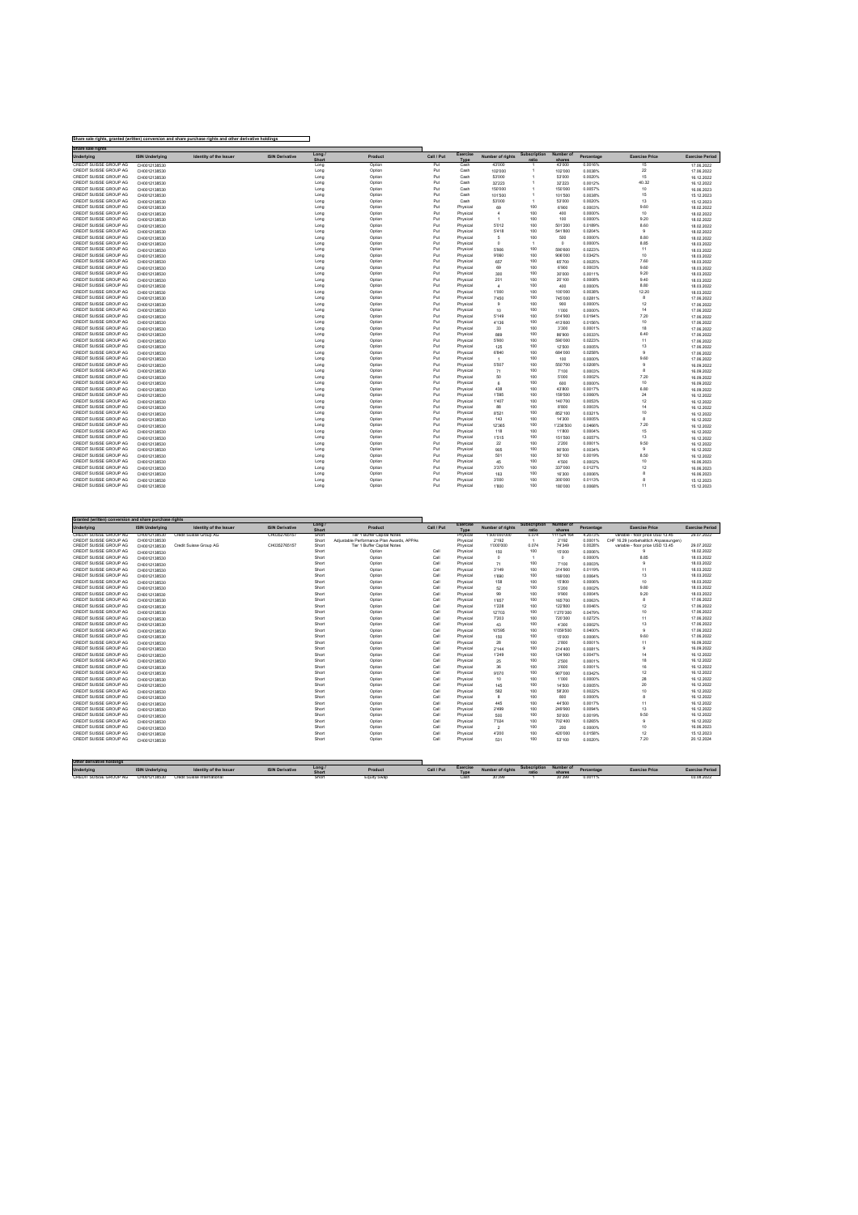**Share sale rights, granted (written) conversion and share purchase rights and other derivative holdings**

**Share sale rights**

| Underlying | ISIN Underlying | Identity of the Issuer | ISIN Derivative | Long / Short | Product | Call / Put | Exercise Type | Number of rights | Subscription ratio | Number of shares | Percentage | Exercise Price | Exercise Period |
|---|---|---|---|---|---|---|---|---|---|---|---|---|---|
| CREDIT SUISSE GROUP AG | CH0012138530 | | | Long | Option | Put | Cash | 43'000 | 1 | 43'000 | 0.0016% | 15 | 17.06.2022 |
| CREDIT SUISSE GROUP AG | CH0012138530 | | | Long | Option | Put | Cash | 102'000 | 1 | 102'000 | 0.0038% | 22 | 17.06.2022 |
| CREDIT SUISSE GROUP AG | CH0012138530 | | | Long | Option | Put | Cash | 53'000 | 1 | 53'000 | 0.0020% | 15 | 16.12.2022 |
| CREDIT SUISSE GROUP AG | CH0012138530 | | | Long | Option | Put | Cash | 32'223 | 1 | 32'223 | 0.0012% | 40.32 | 16.12.2022 |
| CREDIT SUISSE GROUP AG | CH0012138530 | | | Long | Option | Put | Cash | 150'000 | 1 | 150'000 | 0.0057% | 10 | 16.06.2023 |
| CREDIT SUISSE GROUP AG | CH0012138530 | | | Long | Option | Put | Cash | 101'500 | 1 | 101'500 | 0.0038% | 15 | 15.12.2023 |
| CREDIT SUISSE GROUP AG | CH0012138530 | | | Long | Option | Put | Cash | 53'000 | 1 | 53'000 | 0.0020% | 13 | 15.12.2023 |
| CREDIT SUISSE GROUP AG | CH0012138530 | | | Long | Option | Put | Physical | 69 | 100 | 6'900 | 0.0003% | 9.60 | 18.02.2022 |
| CREDIT SUISSE GROUP AG | CH0012138530 | | | Long | Option | Put | Physical | 4 | 100 | 400 | 0.0000% | 10 | 18.02.2022 |
| CREDIT SUISSE GROUP AG | CH0012138530 | | | Long | Option | Put | Physical | 1 | 100 | 100 | 0.0000% | 9.20 | 18.02.2022 |
| CREDIT SUISSE GROUP AG | CH0012138530 | | | Long | Option | Put | Physical | 5'012 | 100 | 501'200 | 0.0189% | 8.60 | 18.02.2022 |
| CREDIT SUISSE GROUP AG | CH0012138530 | | | Long | Option | Put | Physical | 5'418 | 100 | 541'800 | 0.0204% | 9 | 18.02.2022 |
| CREDIT SUISSE GROUP AG | CH0012138530 | | | Long | Option | Put | Physical | 5 | 100 | 500 | 0.0000% | 8.80 | 18.02.2022 |
| CREDIT SUISSE GROUP AG | CH0012138530 | | | Long | Option | Put | Physical | 0 | 1 | 0 | 0.0000% | 8.85 | 18.03.2022 |
| CREDIT SUISSE GROUP AG | CH0012138530 | | | Long | Option | Put | Physical | 5'906 | 100 | 590'600 | 0.0223% | 11 | 18.03.2022 |
| CREDIT SUISSE GROUP AG | CH0012138530 | | | Long | Option | Put | Physical | 9'060 | 100 | 906'000 | 0.0342% | 10 | 18.03.2022 |
| CREDIT SUISSE GROUP AG | CH0012138530 | | | Long | Option | Put | Physical | 657 | 100 | 65'700 | 0.0025% | 7.60 | 18.03.2022 |
| CREDIT SUISSE GROUP AG | CH0012138530 | | | Long | Option | Put | Physical | 69 | 100 | 6'900 | 0.0003% | 9.60 | 18.03.2022 |
| CREDIT SUISSE GROUP AG | CH0012138530 | | | Long | Option | Put | Physical | 300 | 100 | 30'000 | 0.0011% | 9.20 | 18.03.2022 |
| CREDIT SUISSE GROUP AG | CH0012138530 | | | Long | Option | Put | Physical | 201 | 100 | 20'100 | 0.0008% | 9.40 | 18.03.2022 |
| CREDIT SUISSE GROUP AG | CH0012138530 | | | Long | Option | Put | Physical | 4 | 100 | 400 | 0.0000% | 8.80 | 18.03.2022 |
| CREDIT SUISSE GROUP AG | CH0012138530 | | | Long | Option | Put | Physical | 1'000 | 100 | 100'000 | 0.0038% | 12.20 | 18.03.2022 |
| CREDIT SUISSE GROUP AG | CH0012138530 | | | Long | Option | Put | Physical | 7'450 | 100 | 745'000 | 0.0281% | 8 | 17.06.2022 |
| CREDIT SUISSE GROUP AG | CH0012138530 | | | Long | Option | Put | Physical | 9 | 100 | 900 | 0.0000% | 12 | 17.06.2022 |
| CREDIT SUISSE GROUP AG | CH0012138530 | | | Long | Option | Put | Physical | 10 | 100 | 1'000 | 0.0000% | 14 | 17.06.2022 |
| CREDIT SUISSE GROUP AG | CH0012138530 | | | Long | Option | Put | Physical | 5'149 | 100 | 514'900 | 0.0194% | 7.20 | 17.06.2022 |
| CREDIT SUISSE GROUP AG | CH0012138530 | | | Long | Option | Put | Physical | 4'136 | 100 | 413'600 | 0.0156% | 10 | 17.06.2022 |
| CREDIT SUISSE GROUP AG | CH0012138530 | | | Long | Option | Put | Physical | 33 | 100 | 3'300 | 0.0001% | 18 | 17.06.2022 |
| CREDIT SUISSE GROUP AG | CH0012138530 | | | Long | Option | Put | Physical | 869 | 100 | 86'900 | 0.0033% | 6.40 | 17.06.2022 |
| CREDIT SUISSE GROUP AG | CH0012138530 | | | Long | Option | Put | Physical | 5'900 | 100 | 590'000 | 0.0223% | 11 | 17.06.2022 |
| CREDIT SUISSE GROUP AG | CH0012138530 | | | Long | Option | Put | Physical | 125 | 100 | 12'500 | 0.0005% | 13 | 17.06.2022 |
| CREDIT SUISSE GROUP AG | CH0012138530 | | | Long | Option | Put | Physical | 6'840 | 100 | 684'000 | 0.0258% | 9 | 17.06.2022 |
| CREDIT SUISSE GROUP AG | CH0012138530 | | | Long | Option | Put | Physical | 1 | 100 | 100 | 0.0000% | 9.60 | 17.06.2022 |
| CREDIT SUISSE GROUP AG | CH0012138530 | | | Long | Option | Put | Physical | 5'507 | 100 | 550'700 | 0.0208% | 9 | 16.09.2022 |
| CREDIT SUISSE GROUP AG | CH0012138530 | | | Long | Option | Put | Physical | 71 | 100 | 7'100 | 0.0003% | 8 | 16.09.2022 |
| CREDIT SUISSE GROUP AG | CH0012138530 | | | Long | Option | Put | Physical | 50 | 100 | 5'000 | 0.0002% | 7.20 | 16.09.2022 |
| CREDIT SUISSE GROUP AG | CH0012138530 | | | Long | Option | Put | Physical | 6 | 100 | 600 | 0.0000% | 10 | 16.09.2022 |
| CREDIT SUISSE GROUP AG | CH0012138530 | | | Long | Option | Put | Physical | 438 | 100 | 43'800 | 0.0017% | 6.80 | 16.09.2022 |
| CREDIT SUISSE GROUP AG | CH0012138530 | | | Long | Option | Put | Physical | 1'595 | 100 | 159'500 | 0.0060% | 24 | 16.12.2022 |
| CREDIT SUISSE GROUP AG | CH0012138530 | | | Long | Option | Put | Physical | 1'407 | 100 | 140'700 | 0.0053% | 12 | 16.12.2022 |
| CREDIT SUISSE GROUP AG | CH0012138530 | | | Long | Option | Put | Physical | 86 | 100 | 8'600 | 0.0003% | 14 | 16.12.2022 |
| CREDIT SUISSE GROUP AG | CH0012138530 | | | Long | Option | Put | Physical | 8'521 | 100 | 852'100 | 0.0321% | 10 | 16.12.2022 |
| CREDIT SUISSE GROUP AG | CH0012138530 | | | Long | Option | Put | Physical | 143 | 100 | 14'300 | 0.0005% | 8 | 16.12.2022 |
| CREDIT SUISSE GROUP AG | CH0012138530 | | | Long | Option | Put | Physical | 12'365 | 100 | 1'236'500 | 0.0466% | 7.20 | 16.12.2022 |
| CREDIT SUISSE GROUP AG | CH0012138530 | | | Long | Option | Put | Physical | 118 | 100 | 11'800 | 0.0004% | 15 | 16.12.2022 |
| CREDIT SUISSE GROUP AG | CH0012138530 | | | Long | Option | Put | Physical | 1'515 | 100 | 151'500 | 0.0057% | 13 | 16.12.2022 |
| CREDIT SUISSE GROUP AG | CH0012138530 | | | Long | Option | Put | Physical | 22 | 100 | 2'200 | 0.0001% | 9.50 | 16.12.2022 |
| CREDIT SUISSE GROUP AG | CH0012138530 | | | Long | Option | Put | Physical | 905 | 100 | 90'500 | 0.0034% | 9 | 16.12.2022 |
| CREDIT SUISSE GROUP AG | CH0012138530 | | | Long | Option | Put | Physical | 501 | 100 | 50'100 | 0.0019% | 8.50 | 16.12.2022 |
| CREDIT SUISSE GROUP AG | CH0012138530 | | | Long | Option | Put | Physical | 45 | 100 | 4'500 | 0.0002% | 10 | 16.06.2023 |
| CREDIT SUISSE GROUP AG | CH0012138530 | | | Long | Option | Put | Physical | 3'370 | 100 | 337'000 | 0.0127% | 12 | 16.06.2023 |
| CREDIT SUISSE GROUP AG | CH0012138530 | | | Long | Option | Put | Physical | 163 | 100 | 16'300 | 0.0006% | 8 | 16.06.2023 |
| CREDIT SUISSE GROUP AG | CH0012138530 | | | Long | Option | Put | Physical | 3'000 | 100 | 300'000 | 0.0113% | 8 | 15.12.2023 |
| CREDIT SUISSE GROUP AG | CH0012138530 | | | Long | Option | Put | Physical | 1'800 | 100 | 180'000 | 0.0068% | 11 | 15.12.2023 |

**Granted (written) conversion and share purchase rights**

| Underlying | ISIN Underlying | Identity of the Issuer | ISIN Derivative | Long / Short | Product | Call / Put | Exercise Type | Number of rights | Subscription ratio | Number of shares | Percentage | Exercise Price | Exercise Period |
|---|---|---|---|---|---|---|---|---|---|---|---|---|---|
| CREDIT SUISSE GROUP AG | CH0012138530 | Credit Suisse Group AG | CH0352765157 | Short | Tier 1 Buffer Capital Notes | | Physical | 1'500'000'000 | 0.074 | 111'034'164 | 4.3873% | variable - floor price USD 13.45 | 29.07.2022 |
| CREDIT SUISSE GROUP AG | CH0012138530 | | | Short | Adjustable Performance Plan Awards, APPAs | | Physical | 2'162 | 1 | 2'162 | 0.0001% | CHF 16.29 (vorbehältlich Anpassungen) | |
| CREDIT SUISSE GROUP AG | CH0012138530 | Credit Suisse Group AG | CH0352765157 | Short | Tier 1 Buffer Capital Notes | | Physical | 1'000'000 | 0.074 | 74'349 | 0.0028% | variable - floor price USD 13.45 | 29.07.2022 |
| CREDIT SUISSE GROUP AG | CH0012138530 | | | Short | Option | Call | Physical | 150 | 100 | 15'000 | 0.0006% | 9 | 18.02.2022 |
| CREDIT SUISSE GROUP AG | CH0012138530 | | | Short | Option | Call | Physical | 0 | 1 | 0 | 0.0000% | 8.85 | 18.03.2022 |
| CREDIT SUISSE GROUP AG | CH0012138530 | | | Short | Option | Call | Physical | 71 | 100 | 7'100 | 0.0003% | 9 | 18.03.2022 |
| CREDIT SUISSE GROUP AG | CH0012138530 | | | Short | Option | Call | Physical | 3'149 | 100 | 314'900 | 0.0119% | 11 | 18.03.2022 |
| CREDIT SUISSE GROUP AG | CH0012138530 | | | Short | Option | Call | Physical | 1'690 | 100 | 169'000 | 0.0064% | 13 | 18.03.2022 |
| CREDIT SUISSE GROUP AG | CH0012138530 | | | Short | Option | Call | Physical | 158 | 100 | 15'800 | 0.0006% | 10 | 18.03.2022 |
| CREDIT SUISSE GROUP AG | CH0012138530 | | | Short | Option | Call | Physical | 52 | 100 | 5'200 | 0.0002% | 9.80 | 18.03.2022 |
| CREDIT SUISSE GROUP AG | CH0012138530 | | | Short | Option | Call | Physical | 99 | 100 | 9'900 | 0.0004% | 9.20 | 18.03.2022 |
| CREDIT SUISSE GROUP AG | CH0012138530 | | | Short | Option | Call | Physical | 1'657 | 100 | 165'700 | 0.0063% | 8 | 17.06.2022 |
| CREDIT SUISSE GROUP AG | CH0012138530 | | | Short | Option | Call | Physical | 1'228 | 100 | 122'800 | 0.0046% | 12 | 17.06.2022 |
| CREDIT SUISSE GROUP AG | CH0012138530 | | | Short | Option | Call | Physical | 12'703 | 100 | 1'270'300 | 0.0479% | 10 | 17.06.2022 |
| CREDIT SUISSE GROUP AG | CH0012138530 | | | Short | Option | Call | Physical | 7'203 | 100 | 720'300 | 0.0272% | 11 | 17.06.2022 |
| CREDIT SUISSE GROUP AG | CH0012138530 | | | Short | Option | Call | Physical | 43 | 100 | 4'300 | 0.0002% | 13 | 17.06.2022 |
| CREDIT SUISSE GROUP AG | CH0012138530 | | | Short | Option | Call | Physical | 10'595 | 100 | 1'059'500 | 0.0400% | 9 | 17.06.2022 |
| CREDIT SUISSE GROUP AG | CH0012138530 | | | Short | Option | Call | Physical | 150 | 100 | 15'000 | 0.0006% | 9.60 | 17.06.2022 |
| CREDIT SUISSE GROUP AG | CH0012138530 | | | Short | Option | Call | Physical | 28 | 100 | 2'800 | 0.0001% | 11 | 16.09.2022 |
| CREDIT SUISSE GROUP AG | CH0012138530 | | | Short | Option | Call | Physical | 2'144 | 100 | 214'400 | 0.0081% | 9 | 16.09.2022 |
| CREDIT SUISSE GROUP AG | CH0012138530 | | | Short | Option | Call | Physical | 1'249 | 100 | 124'900 | 0.0047% | 14 | 16.12.2022 |
| CREDIT SUISSE GROUP AG | CH0012138530 | | | Short | Option | Call | Physical | 25 | 100 | 2'500 | 0.0001% | 18 | 16.12.2022 |
| CREDIT SUISSE GROUP AG | CH0012138530 | | | Short | Option | Call | Physical | 36 | 100 | 3'600 | 0.0001% | 16 | 16.12.2022 |
| CREDIT SUISSE GROUP AG | CH0012138530 | | | Short | Option | Call | Physical | 9'070 | 100 | 907'000 | 0.0342% | 12 | 16.12.2022 |
| CREDIT SUISSE GROUP AG | CH0012138530 | | | Short | Option | Call | Physical | 10 | 100 | 1'000 | 0.0000% | 28 | 16.12.2022 |
| CREDIT SUISSE GROUP AG | CH0012138530 | | | Short | Option | Call | Physical | 145 | 100 | 14'500 | 0.0005% | 20 | 16.12.2022 |
| CREDIT SUISSE GROUP AG | CH0012138530 | | | Short | Option | Call | Physical | 582 | 100 | 58'200 | 0.0022% | 10 | 16.12.2022 |
| CREDIT SUISSE GROUP AG | CH0012138530 | | | Short | Option | Call | Physical | 8 | 100 | 800 | 0.0000% | 8 | 16.12.2022 |
| CREDIT SUISSE GROUP AG | CH0012138530 | | | Short | Option | Call | Physical | 445 | 100 | 44'500 | 0.0017% | 11 | 16.12.2022 |
| CREDIT SUISSE GROUP AG | CH0012138530 | | | Short | Option | Call | Physical | 2'499 | 100 | 249'900 | 0.0094% | 13 | 16.12.2022 |
| CREDIT SUISSE GROUP AG | CH0012138530 | | | Short | Option | Call | Physical | 500 | 100 | 50'000 | 0.0019% | 9.50 | 16.12.2022 |
| CREDIT SUISSE GROUP AG | CH0012138530 | | | Short | Option | Call | Physical | 7'024 | 100 | 702'400 | 0.0265% | 9 | 16.12.2022 |
| CREDIT SUISSE GROUP AG | CH0012138530 | | | Short | Option | Call | Physical | 2 | 100 | 200 | 0.0000% | 10 | 16.06.2023 |
| CREDIT SUISSE GROUP AG | CH0012138530 | | | Short | Option | Call | Physical | 4'200 | 100 | 420'000 | 0.0158% | 12 | 15.12.2023 |
| CREDIT SUISSE GROUP AG | CH0012138530 | | | Short | Option | Call | Physical | 531 | 100 | 53'100 | 0.0020% | 7.20 | 20.12.2024 |

**Other derivative holdings**

| Underlying | ISIN Underlying | Identity of the Issuer | ISIN Derivative | Long / Short | Product | Call / Put | Exercise Type | Number of rights | Subscription ratio | Number of shares | Percentage | Exercise Price | Exercise Period |
|---|---|---|---|---|---|---|---|---|---|---|---|---|---|
| CREDIT SUISSE GROUP AG | CH0012138530 | Credit Suisse International | | Short | Equity Swap | | Cash | 30'399 | 1 | 30'399 | 0.0011% | | 03.06.2022 |